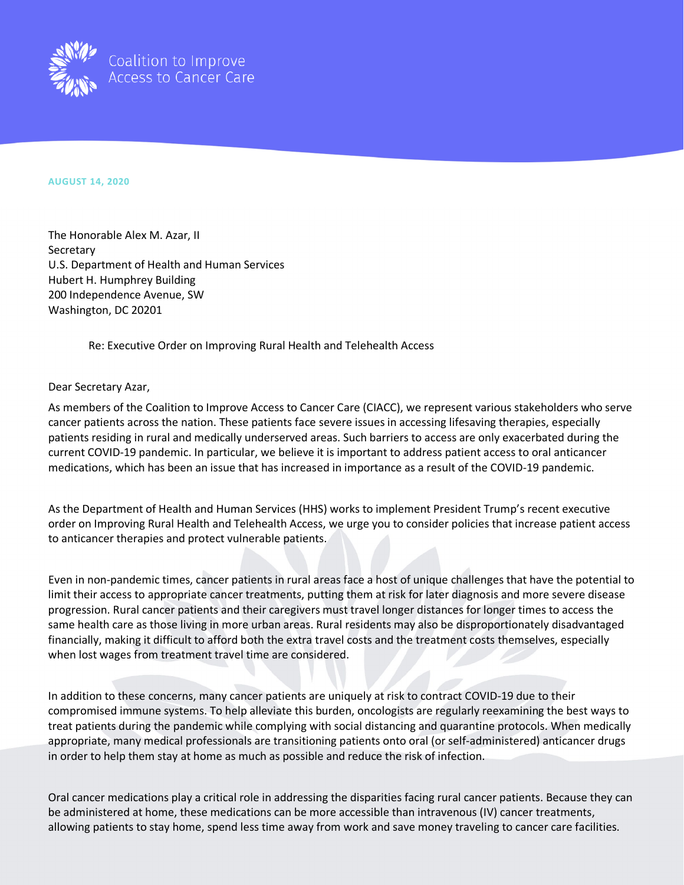Coalition to Improve Access to Cancer Care

**AUGUST 14, 2020**

The Honorable Alex M. Azar, II
Secretary
U.S. Department of Health and Human Services
Hubert H. Humphrey Building
200 Independence Avenue, SW
Washington, DC 20201

Re: Executive Order on Improving Rural Health and Telehealth Access

Dear Secretary Azar,

As members of the Coalition to Improve Access to Cancer Care (CIACC), we represent various stakeholders who serve cancer patients across the nation. These patients face severe issues in accessing lifesaving therapies, especially patients residing in rural and medically underserved areas. Such barriers to access are only exacerbated during the current COVID-19 pandemic. In particular, we believe it is important to address patient access to oral anticancer medications, which has been an issue that has increased in importance as a result of the COVID-19 pandemic.

As the Department of Health and Human Services (HHS) works to implement President Trump's recent executive order on Improving Rural Health and Telehealth Access, we urge you to consider policies that increase patient access to anticancer therapies and protect vulnerable patients.

Even in non-pandemic times, cancer patients in rural areas face a host of unique challenges that have the potential to limit their access to appropriate cancer treatments, putting them at risk for later diagnosis and more severe disease progression. Rural cancer patients and their caregivers must travel longer distances for longer times to access the same health care as those living in more urban areas. Rural residents may also be disproportionately disadvantaged financially, making it difficult to afford both the extra travel costs and the treatment costs themselves, especially when lost wages from treatment travel time are considered.

In addition to these concerns, many cancer patients are uniquely at risk to contract COVID-19 due to their compromised immune systems. To help alleviate this burden, oncologists are regularly reexamining the best ways to treat patients during the pandemic while complying with social distancing and quarantine protocols. When medically appropriate, many medical professionals are transitioning patients onto oral (or self-administered) anticancer drugs in order to help them stay at home as much as possible and reduce the risk of infection.

Oral cancer medications play a critical role in addressing the disparities facing rural cancer patients. Because they can be administered at home, these medications can be more accessible than intravenous (IV) cancer treatments, allowing patients to stay home, spend less time away from work and save money traveling to cancer care facilities.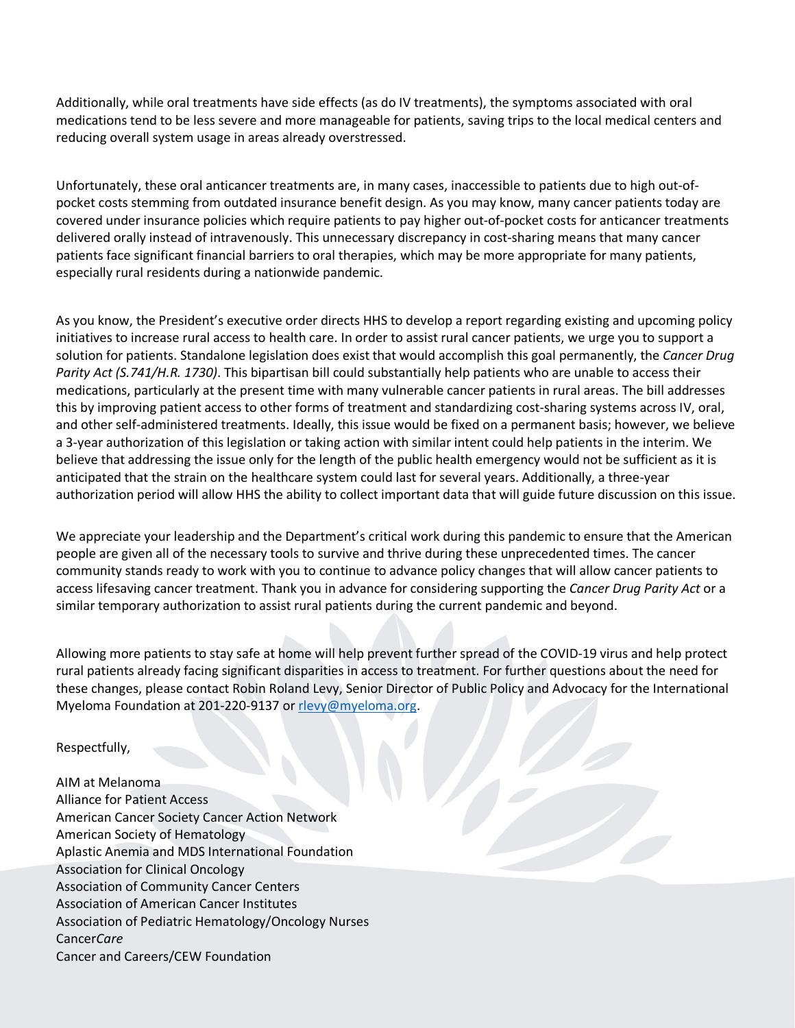Additionally, while oral treatments have side effects (as do IV treatments), the symptoms associated with oral medications tend to be less severe and more manageable for patients, saving trips to the local medical centers and reducing overall system usage in areas already overstressed.

Unfortunately, these oral anticancer treatments are, in many cases, inaccessible to patients due to high out-of-pocket costs stemming from outdated insurance benefit design. As you may know, many cancer patients today are covered under insurance policies which require patients to pay higher out-of-pocket costs for anticancer treatments delivered orally instead of intravenously. This unnecessary discrepancy in cost-sharing means that many cancer patients face significant financial barriers to oral therapies, which may be more appropriate for many patients, especially rural residents during a nationwide pandemic.

As you know, the President's executive order directs HHS to develop a report regarding existing and upcoming policy initiatives to increase rural access to health care. In order to assist rural cancer patients, we urge you to support a solution for patients. Standalone legislation does exist that would accomplish this goal permanently, the *Cancer Drug Parity Act (S.741/H.R. 1730)*. This bipartisan bill could substantially help patients who are unable to access their medications, particularly at the present time with many vulnerable cancer patients in rural areas. The bill addresses this by improving patient access to other forms of treatment and standardizing cost-sharing systems across IV, oral, and other self-administered treatments. Ideally, this issue would be fixed on a permanent basis; however, we believe a 3-year authorization of this legislation or taking action with similar intent could help patients in the interim. We believe that addressing the issue only for the length of the public health emergency would not be sufficient as it is anticipated that the strain on the healthcare system could last for several years. Additionally, a three-year authorization period will allow HHS the ability to collect important data that will guide future discussion on this issue.

We appreciate your leadership and the Department's critical work during this pandemic to ensure that the American people are given all of the necessary tools to survive and thrive during these unprecedented times. The cancer community stands ready to work with you to continue to advance policy changes that will allow cancer patients to access lifesaving cancer treatment. Thank you in advance for considering supporting the *Cancer Drug Parity Act* or a similar temporary authorization to assist rural patients during the current pandemic and beyond.

Allowing more patients to stay safe at home will help prevent further spread of the COVID-19 virus and help protect rural patients already facing significant disparities in access to treatment. For further questions about the need for these changes, please contact Robin Roland Levy, Senior Director of Public Policy and Advocacy for the International Myeloma Foundation at 201-220-9137 or rlevy@myeloma.org.

Respectfully,

AIM at Melanoma
Alliance for Patient Access
American Cancer Society Cancer Action Network
American Society of Hematology
Aplastic Anemia and MDS International Foundation
Association for Clinical Oncology
Association of Community Cancer Centers
Association of American Cancer Institutes
Association of Pediatric Hematology/Oncology Nurses
Cancer*Care*
Cancer and Careers/CEW Foundation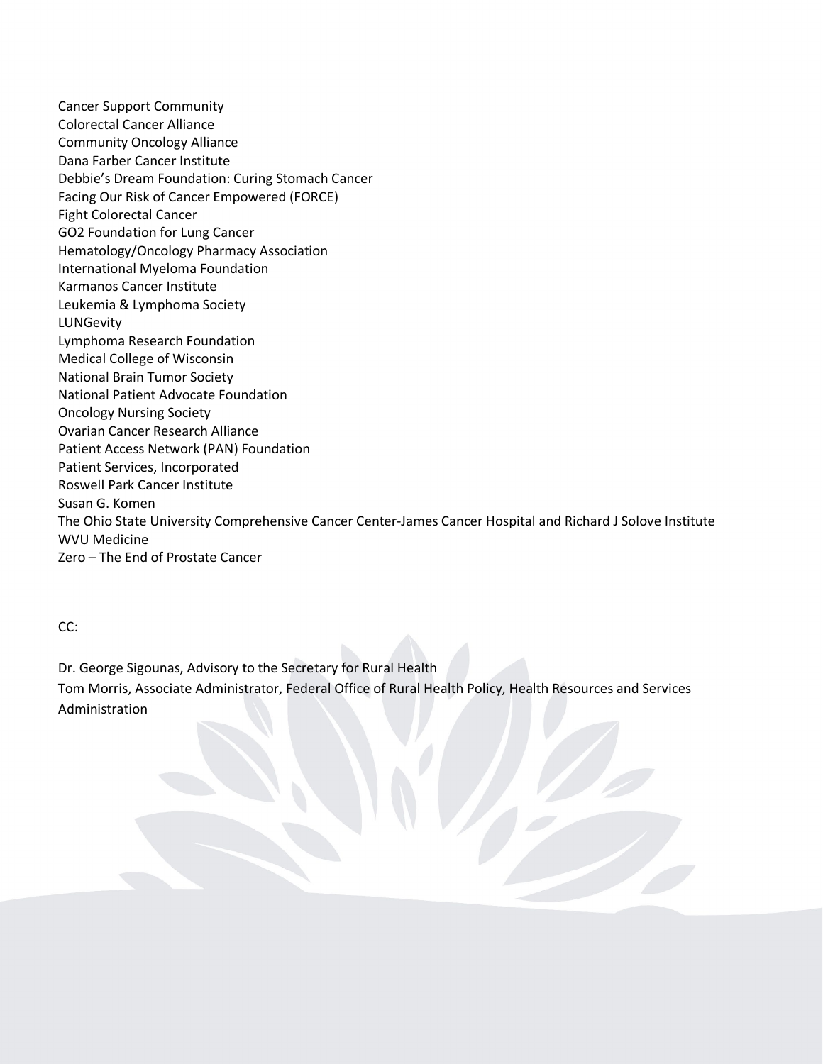Cancer Support Community
Colorectal Cancer Alliance
Community Oncology Alliance
Dana Farber Cancer Institute
Debbie's Dream Foundation: Curing Stomach Cancer
Facing Our Risk of Cancer Empowered (FORCE)
Fight Colorectal Cancer
GO2 Foundation for Lung Cancer
Hematology/Oncology Pharmacy Association
International Myeloma Foundation
Karmanos Cancer Institute
Leukemia & Lymphoma Society
LUNGevity
Lymphoma Research Foundation
Medical College of Wisconsin
National Brain Tumor Society
National Patient Advocate Foundation
Oncology Nursing Society
Ovarian Cancer Research Alliance
Patient Access Network (PAN) Foundation
Patient Services, Incorporated
Roswell Park Cancer Institute
Susan G. Komen
The Ohio State University Comprehensive Cancer Center-James Cancer Hospital and Richard J Solove Institute
WVU Medicine
Zero – The End of Prostate Cancer

CC:

Dr. George Sigounas, Advisory to the Secretary for Rural Health
Tom Morris, Associate Administrator, Federal Office of Rural Health Policy, Health Resources and Services Administration